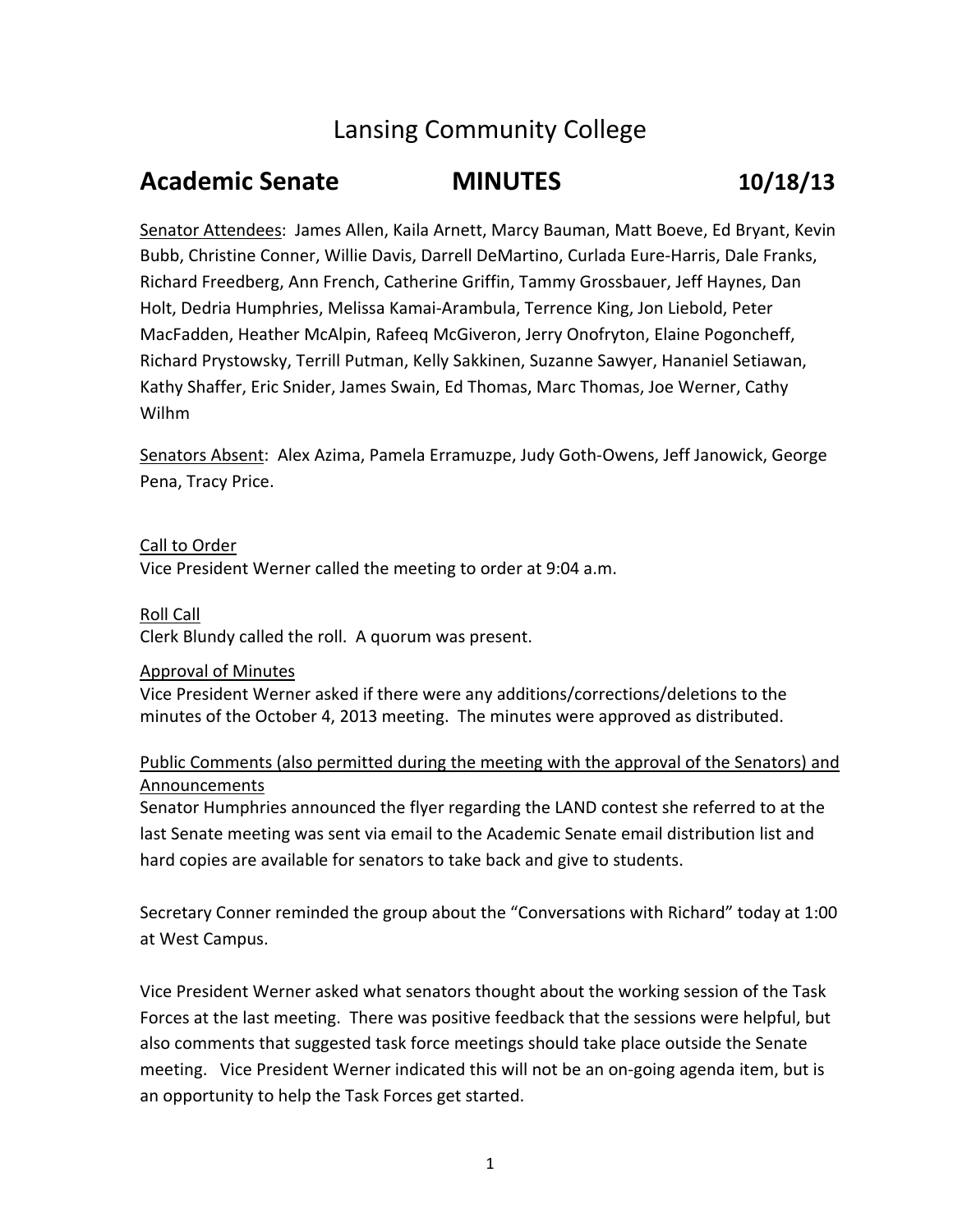# Lansing Community College

## Academic Senate MINUTES 10/18/13

Senator Attendees: James Allen, Kaila Arnett, Marcy Bauman, Matt Boeve, Ed Bryant, Kevin Bubb, Christine Conner, Willie Davis, Darrell DeMartino, Curlada Eure-Harris, Dale Franks, Richard Freedberg, Ann French, Catherine Griffin, Tammy Grossbauer, Jeff Haynes, Dan Holt, Dedria Humphries, Melissa Kamai-Arambula, Terrence King, Jon Liebold, Peter MacFadden, Heather McAlpin, Rafeeq McGiveron, Jerry Onofryton, Elaine Pogoncheff, Richard Prystowsky, Terrill Putman, Kelly Sakkinen, Suzanne Sawyer, Hananiel Setiawan, Kathy Shaffer, Eric Snider, James Swain, Ed Thomas, Marc Thomas, Joe Werner, Cathy Wilhm

Senators Absent: Alex Azima, Pamela Erramuzpe, Judy Goth-Owens, Jeff Janowick, George Pena, Tracy Price.

Call to Order

Vice President Werner called the meeting to order at 9:04 a.m.

Roll Call

Clerk Blundy called the roll. A quorum was present.

Approval of Minutes

Vice President Werner asked if there were any additions/corrections/deletions to the minutes of the October 4, 2013 meeting. The minutes were approved as distributed.

Public Comments (also permitted during the meeting with the approval of the Senators) and Announcements

Senator Humphries announced the flyer regarding the LAND contest she referred to at the last Senate meeting was sent via email to the Academic Senate email distribution list and hard copies are available for senators to take back and give to students.

Secretary Conner reminded the group about the "Conversations with Richard" today at 1:00 at West Campus.

Vice President Werner asked what senators thought about the working session of the Task Forces at the last meeting. There was positive feedback that the sessions were helpful, but also comments that suggested task force meetings should take place outside the Senate meeting. Vice President Werner indicated this will not be an on-going agenda item, but is an opportunity to help the Task Forces get started.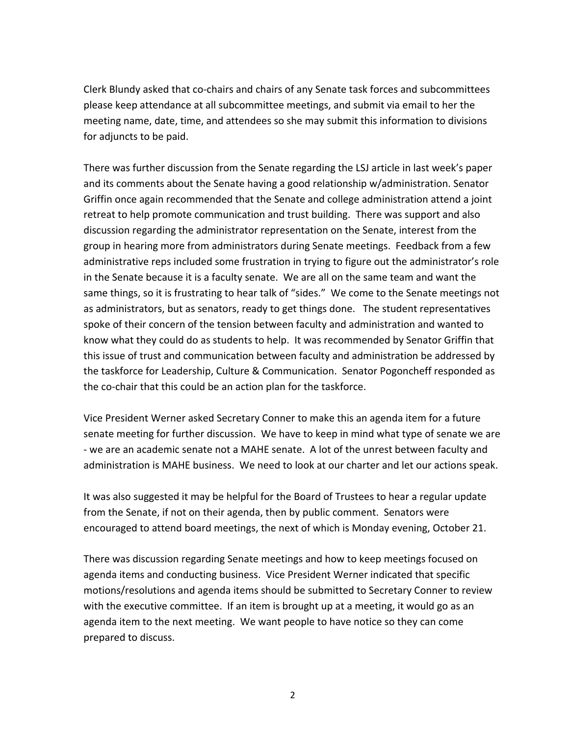Clerk Blundy asked that co-chairs and chairs of any Senate task forces and subcommittees please keep attendance at all subcommittee meetings, and submit via email to her the meeting name, date, time, and attendees so she may submit this information to divisions for adjuncts to be paid.

There was further discussion from the Senate regarding the LSJ article in last week's paper and its comments about the Senate having a good relationship w/administration. Senator Griffin once again recommended that the Senate and college administration attend a joint retreat to help promote communication and trust building. There was support and also discussion regarding the administrator representation on the Senate, interest from the group in hearing more from administrators during Senate meetings. Feedback from a few administrative reps included some frustration in trying to figure out the administrator's role in the Senate because it is a faculty senate. We are all on the same team and want the same things, so it is frustrating to hear talk of "sides." We come to the Senate meetings not as administrators, but as senators, ready to get things done. The student representatives spoke of their concern of the tension between faculty and administration and wanted to know what they could do as students to help. It was recommended by Senator Griffin that this issue of trust and communication between faculty and administration be addressed by the taskforce for Leadership, Culture & Communication. Senator Pogoncheff responded as the co-chair that this could be an action plan for the taskforce.

Vice President Werner asked Secretary Conner to make this an agenda item for a future senate meeting for further discussion. We have to keep in mind what type of senate we are - we are an academic senate not a MAHE senate. A lot of the unrest between faculty and administration is MAHE business. We need to look at our charter and let our actions speak.

It was also suggested it may be helpful for the Board of Trustees to hear a regular update from the Senate, if not on their agenda, then by public comment. Senators were encouraged to attend board meetings, the next of which is Monday evening, October 21.

There was discussion regarding Senate meetings and how to keep meetings focused on agenda items and conducting business. Vice President Werner indicated that specific motions/resolutions and agenda items should be submitted to Secretary Conner to review with the executive committee. If an item is brought up at a meeting, it would go as an agenda item to the next meeting. We want people to have notice so they can come prepared to discuss.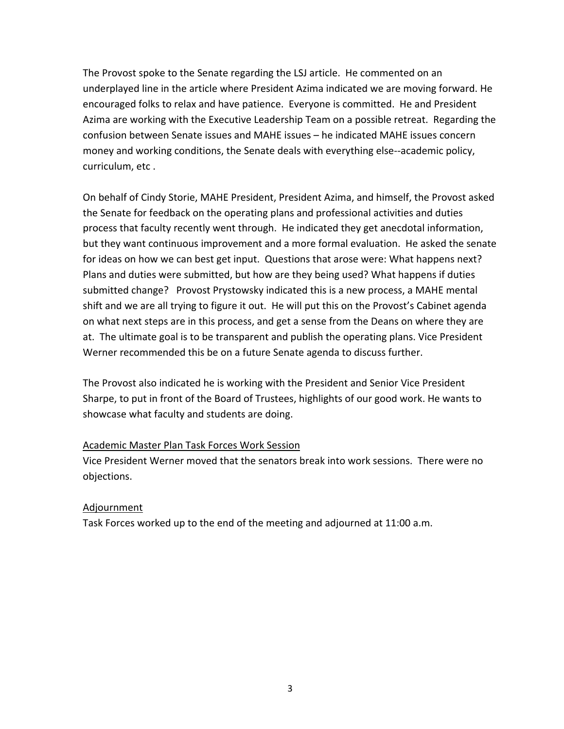The Provost spoke to the Senate regarding the LSJ article. He commented on an underplayed line in the article where President Azima indicated we are moving forward. He encouraged folks to relax and have patience. Everyone is committed. He and President Azima are working with the Executive Leadership Team on a possible retreat. Regarding the confusion between Senate issues and MAHE issues – he indicated MAHE issues concern money and working conditions, the Senate deals with everything else--academic policy, curriculum, etc .

On behalf of Cindy Storie, MAHE President, President Azima, and himself, the Provost asked the Senate for feedback on the operating plans and professional activities and duties process that faculty recently went through. He indicated they get anecdotal information, but they want continuous improvement and a more formal evaluation. He asked the senate for ideas on how we can best get input. Questions that arose were: What happens next? Plans and duties were submitted, but how are they being used? What happens if duties submitted change? Provost Prystowsky indicated this is a new process, a MAHE mental shift and we are all trying to figure it out. He will put this on the Provost's Cabinet agenda on what next steps are in this process, and get a sense from the Deans on where they are at. The ultimate goal is to be transparent and publish the operating plans. Vice President Werner recommended this be on a future Senate agenda to discuss further.

The Provost also indicated he is working with the President and Senior Vice President Sharpe, to put in front of the Board of Trustees, highlights of our good work. He wants to showcase what faculty and students are doing.

<u>Academic Master Plan Task Forces Work Session</u>

Vice President Werner moved that the senators break into work sessions. There were no objections.

<u>Adjournment</u>

Task Forces worked up to the end of the meeting and adjourned at 11:00 a.m.